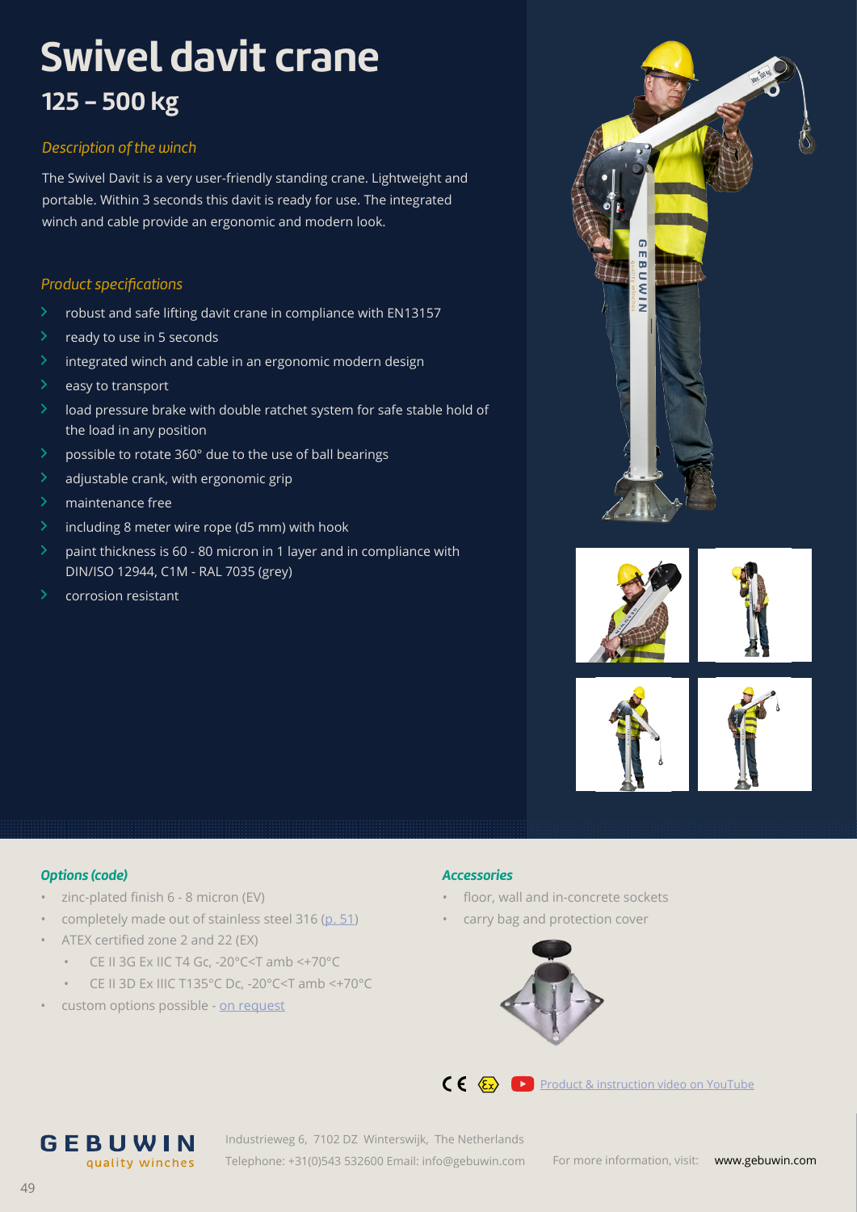# Swivel davit crane

## 125 – 500 kg

### *Description of the winch*

The Swivel Davit is a very user-friendly standing crane. Lightweight and portable. Within 3 seconds this davit is ready for use. The integrated winch and cable provide an ergonomic and modern look.

### *Product specifications*

- robust and safe lifting davit crane in compliance with EN13157
- ready to use in 5 seconds
- integrated winch and cable in an ergonomic modern design
- easy to transport
- load pressure brake with double ratchet system for safe stable hold of the load in any position
- possible to rotate 360° due to the use of ball bearings
- adjustable crank, with ergonomic grip
- maintenance free
- including 8 meter wire rope (d5 mm) with hook
- paint thickness is 60 - 80 micron in 1 layer and in compliance with DIN/ISO 12944, C1M - RAL 7035 (grey)
- corrosion resistant

### *Options (code)*

- zinc-plated finish 6 - 8 micron (EV)
- completely made out of stainless steel 316 (p. 51)
- ATEX certified zone 2 and 22 (EX)
  - CE II 3G Ex IIC T4 Gc, -20°C<T amb <+70°C
  - CE II 3D Ex IIIC T135°C Dc, -20°C<T amb <+70°C
- custom options possible - on request

### *Accessories*

- floor, wall and in-concrete sockets
- carry bag and protection cover

Product & instruction video on YouTube

**GEBUWIN** quality winches

Industrieweg 6, 7102 DZ Winterswijk, The Netherlands
Telephone: +31(0)543 532600 Email: info@gebuwin.com

For more information, visit: www.gebuwin.com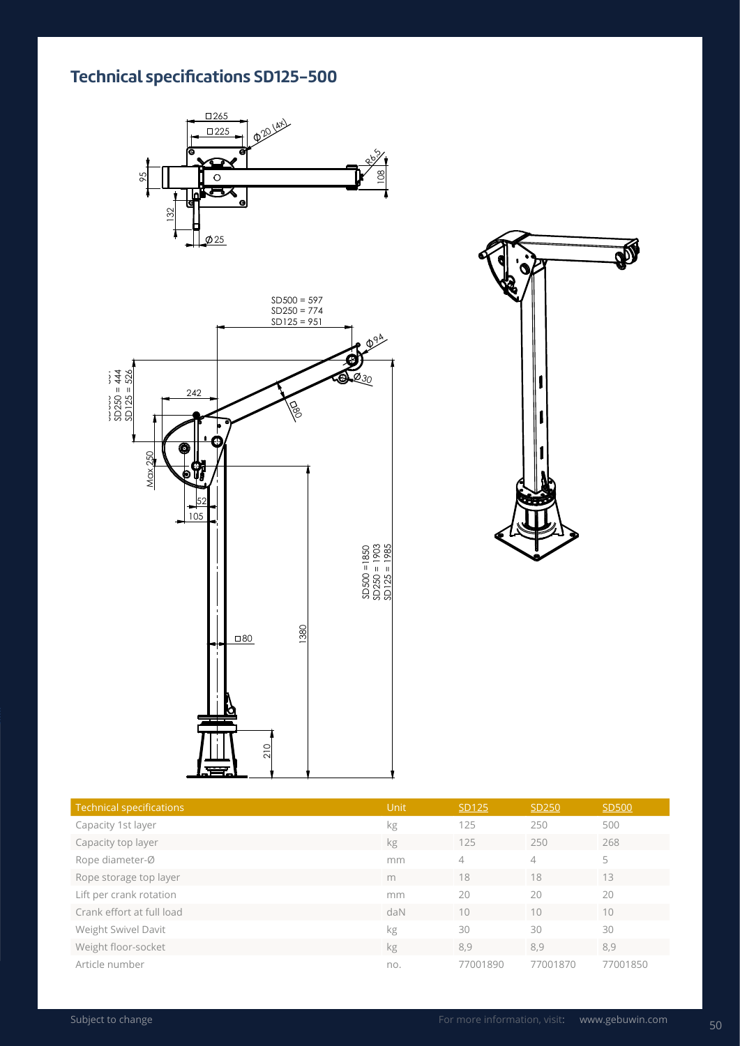# Technical specifications SD125–500

□265
□225
Ø20 (4x)
R6,5
95
108
132
Ø25

SD500 = 597
SD250 = 774
SD125 = 951
Ø94
Ø30
SD250 = 444
SD125 = 526
242
□80
Max 250
52
105
SD500 =1850
SD250 = 1903
SD125 = 1985
□80
1380
210

| Technical specifications | Unit | SD125 | SD250 | SD500 |
|---|---|---|---|---|
| Capacity 1st layer | kg | 125 | 250 | 500 |
| Capacity top layer | kg | 125 | 250 | 268 |
| Rope diameter-Ø | mm | 4 | 4 | 5 |
| Rope storage top layer | m | 18 | 18 | 13 |
| Lift per crank rotation | mm | 20 | 20 | 20 |
| Crank effort at full load | daN | 10 | 10 | 10 |
| Weight Swivel Davit | kg | 30 | 30 | 30 |
| Weight floor-socket | kg | 8,9 | 8,9 | 8,9 |
| Article number | no. | 77001890 | 77001870 | 77001850 |

Subject to change

For more information, visit: www.gebuwin.com